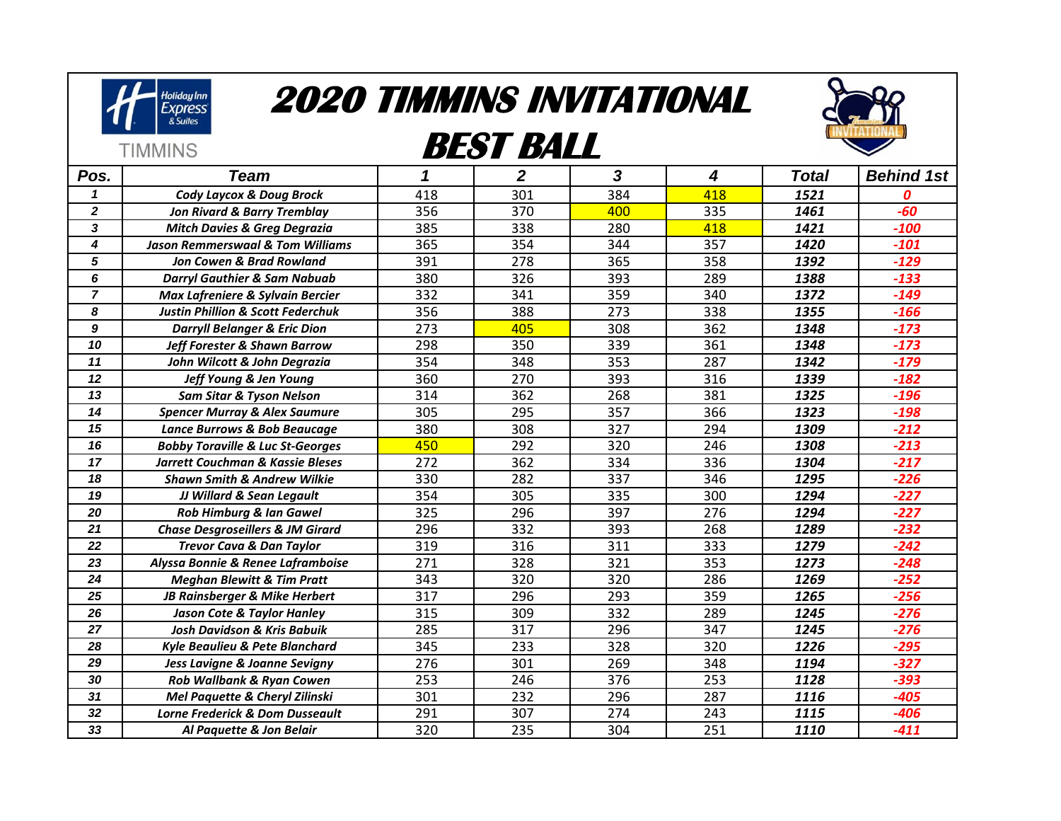# 2020 TIMMINS INVITATIONAL

# BEST BALL

TIMMINS

| Pos. | Team | 1 | 2 | 3 | 4 | Total | Behind 1st |
|---|---|---|---|---|---|---|---|
| 1 | Cody Laycox & Doug Brock | 418 | 301 | 384 | 418 | 1521 | 0 |
| 2 | Jon Rivard & Barry Tremblay | 356 | 370 | 400 | 335 | 1461 | -60 |
| 3 | Mitch Davies & Greg Degrazia | 385 | 338 | 280 | 418 | 1421 | -100 |
| 4 | Jason Remmerswaal & Tom Williams | 365 | 354 | 344 | 357 | 1420 | -101 |
| 5 | Jon Cowen & Brad Rowland | 391 | 278 | 365 | 358 | 1392 | -129 |
| 6 | Darryl Gauthier & Sam Nabuab | 380 | 326 | 393 | 289 | 1388 | -133 |
| 7 | Max Lafreniere & Sylvain Bercier | 332 | 341 | 359 | 340 | 1372 | -149 |
| 8 | Justin Phillion & Scott Federchuk | 356 | 388 | 273 | 338 | 1355 | -166 |
| 9 | Darryll Belanger & Eric Dion | 273 | 405 | 308 | 362 | 1348 | -173 |
| 10 | Jeff Forester & Shawn Barrow | 298 | 350 | 339 | 361 | 1348 | -173 |
| 11 | John Wilcott & John Degrazia | 354 | 348 | 353 | 287 | 1342 | -179 |
| 12 | Jeff Young & Jen Young | 360 | 270 | 393 | 316 | 1339 | -182 |
| 13 | Sam Sitar & Tyson Nelson | 314 | 362 | 268 | 381 | 1325 | -196 |
| 14 | Spencer Murray & Alex Saumure | 305 | 295 | 357 | 366 | 1323 | -198 |
| 15 | Lance Burrows & Bob Beaucage | 380 | 308 | 327 | 294 | 1309 | -212 |
| 16 | Bobby Toraville & Luc St-Georges | 450 | 292 | 320 | 246 | 1308 | -213 |
| 17 | Jarrett Couchman & Kassie Bleses | 272 | 362 | 334 | 336 | 1304 | -217 |
| 18 | Shawn Smith & Andrew Wilkie | 330 | 282 | 337 | 346 | 1295 | -226 |
| 19 | JJ Willard & Sean Legault | 354 | 305 | 335 | 300 | 1294 | -227 |
| 20 | Rob Himburg & Ian Gawel | 325 | 296 | 397 | 276 | 1294 | -227 |
| 21 | Chase Desgroseillers & JM Girard | 296 | 332 | 393 | 268 | 1289 | -232 |
| 22 | Trevor Cava & Dan Taylor | 319 | 316 | 311 | 333 | 1279 | -242 |
| 23 | Alyssa Bonnie & Renee Laframboise | 271 | 328 | 321 | 353 | 1273 | -248 |
| 24 | Meghan Blewitt & Tim Pratt | 343 | 320 | 320 | 286 | 1269 | -252 |
| 25 | JB Rainsberger & Mike Herbert | 317 | 296 | 293 | 359 | 1265 | -256 |
| 26 | Jason Cote & Taylor Hanley | 315 | 309 | 332 | 289 | 1245 | -276 |
| 27 | Josh Davidson & Kris Babuik | 285 | 317 | 296 | 347 | 1245 | -276 |
| 28 | Kyle Beaulieu & Pete Blanchard | 345 | 233 | 328 | 320 | 1226 | -295 |
| 29 | Jess Lavigne & Joanne Sevigny | 276 | 301 | 269 | 348 | 1194 | -327 |
| 30 | Rob Wallbank & Ryan Cowen | 253 | 246 | 376 | 253 | 1128 | -393 |
| 31 | Mel Paquette & Cheryl Zilinski | 301 | 232 | 296 | 287 | 1116 | -405 |
| 32 | Lorne Frederick & Dom Dusseault | 291 | 307 | 274 | 243 | 1115 | -406 |
| 33 | Al Paquette & Jon Belair | 320 | 235 | 304 | 251 | 1110 | -411 |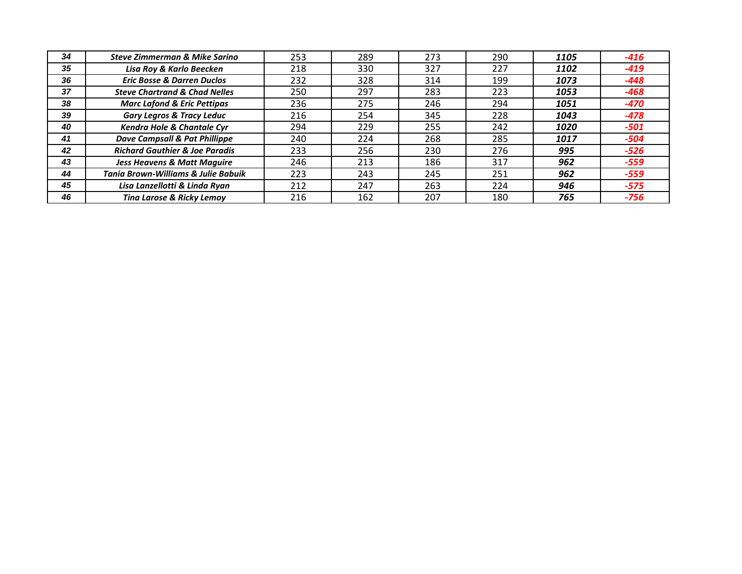| | | | | | | | |
|---|---|---|---|---|---|---|---|
| ***34*** | ***Steve Zimmerman & Mike Sarino*** | 253 | 289 | 273 | 290 | ***1105*** | ***-416*** |
| ***35*** | ***Lisa Roy & Karlo Beecken*** | 218 | 330 | 327 | 227 | ***1102*** | ***-419*** |
| ***36*** | ***Eric Bosse & Darren Duclos*** | 232 | 328 | 314 | 199 | ***1073*** | ***-448*** |
| ***37*** | ***Steve Chartrand & Chad Nelles*** | 250 | 297 | 283 | 223 | ***1053*** | ***-468*** |
| ***38*** | ***Marc Lafond & Eric Pettipas*** | 236 | 275 | 246 | 294 | ***1051*** | ***-470*** |
| ***39*** | ***Gary Legros & Tracy Leduc*** | 216 | 254 | 345 | 228 | ***1043*** | ***-478*** |
| ***40*** | ***Kendra Hole & Chantale Cyr*** | 294 | 229 | 255 | 242 | ***1020*** | ***-501*** |
| ***41*** | ***Dave Campsall & Pat Phillippe*** | 240 | 224 | 268 | 285 | ***1017*** | ***-504*** |
| ***42*** | ***Richard Gauthier & Joe Paradis*** | 233 | 256 | 230 | 276 | ***995*** | ***-526*** |
| ***43*** | ***Jess Heavens & Matt Maguire*** | 246 | 213 | 186 | 317 | ***962*** | ***-559*** |
| ***44*** | ***Tania Brown-Williams & Julie Babuik*** | 223 | 243 | 245 | 251 | ***962*** | ***-559*** |
| ***45*** | ***Lisa Lanzellotti & Linda Ryan*** | 212 | 247 | 263 | 224 | ***946*** | ***-575*** |
| ***46*** | ***Tina Larose & Ricky Lemoy*** | 216 | 162 | 207 | 180 | ***765*** | ***-756*** |